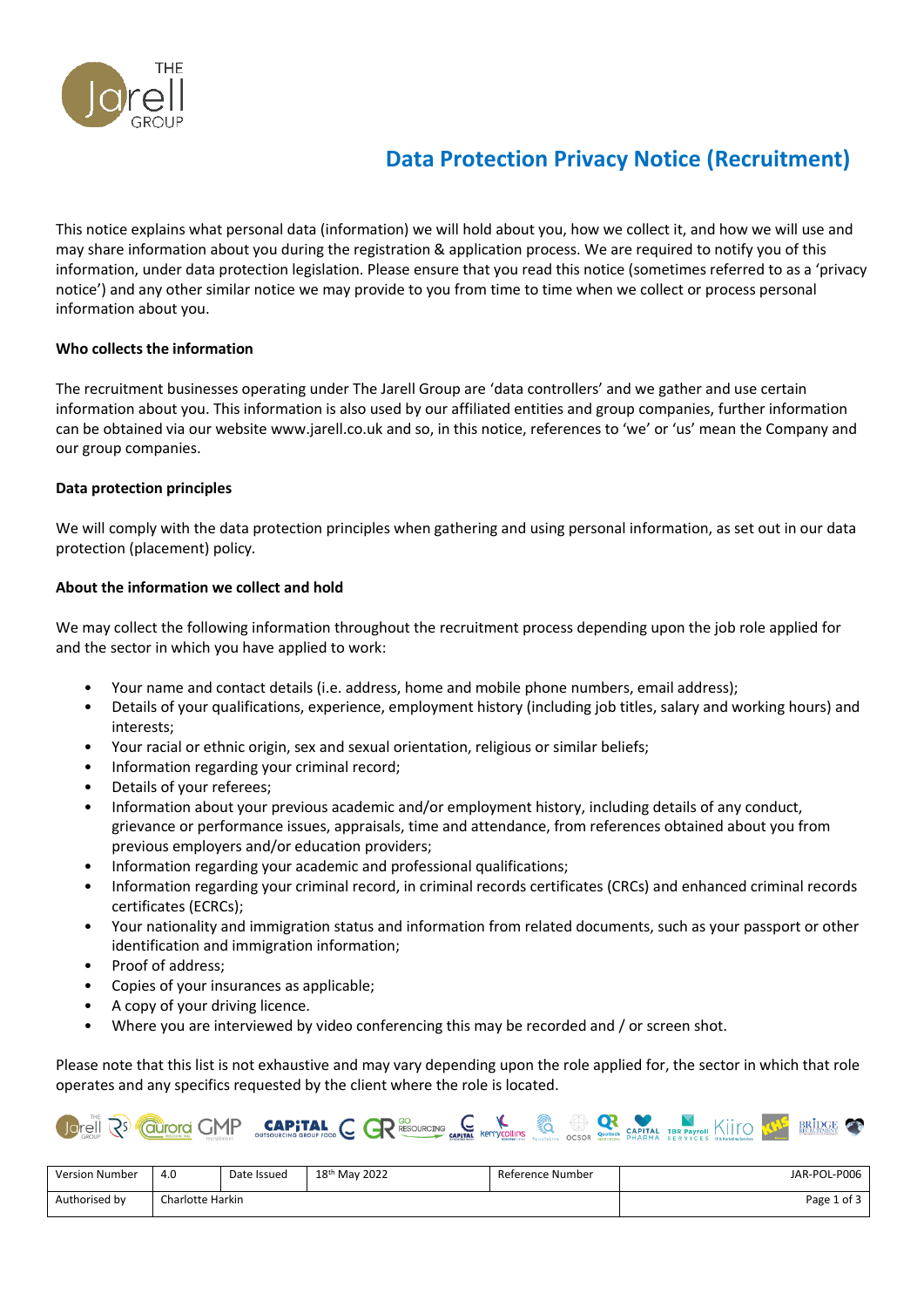# Data Protection Privacy Notice (Recruitment)

This notice explains what personal data (information) we will hold about you, how we collect it, and how we will use and may share information about you during the registration & application process. We are required to notify you of this information, under data protection legislation. Please ensure that you read this notice (sometimes referred to as a 'privacy notice') and any other similar notice we may provide to you from time to time when we collect or process personal information about you.

**Who collects the information**

The recruitment businesses operating under The Jarell Group are 'data controllers' and we gather and use certain information about you. This information is also used by our affiliated entities and group companies, further information can be obtained via our website www.jarell.co.uk and so, in this notice, references to 'we' or 'us' mean the Company and our group companies.

**Data protection principles**

We will comply with the data protection principles when gathering and using personal information, as set out in our data protection (placement) policy.

**About the information we collect and hold**

We may collect the following information throughout the recruitment process depending upon the job role applied for and the sector in which you have applied to work:

- Your name and contact details (i.e. address, home and mobile phone numbers, email address);
- Details of your qualifications, experience, employment history (including job titles, salary and working hours) and interests;
- Your racial or ethnic origin, sex and sexual orientation, religious or similar beliefs;
- Information regarding your criminal record;
- Details of your referees;
- Information about your previous academic and/or employment history, including details of any conduct, grievance or performance issues, appraisals, time and attendance, from references obtained about you from previous employers and/or education providers;
- Information regarding your academic and professional qualifications;
- Information regarding your criminal record, in criminal records certificates (CRCs) and enhanced criminal records certificates (ECRCs);
- Your nationality and immigration status and information from related documents, such as your passport or other identification and immigration information;
- Proof of address;
- Copies of your insurances as applicable;
- A copy of your driving licence.
- Where you are interviewed by video conferencing this may be recorded and / or screen shot.

Please note that this list is not exhaustive and may vary depending upon the role applied for, the sector in which that role operates and any specifics requested by the client where the role is located.

| Version Number | 4.0 | Date Issued | 18th May 2022 | Reference Number | JAR-POL-P006 |
|---|---|---|---|---|---|
| Authorised by | Charlotte Harkin | | | | |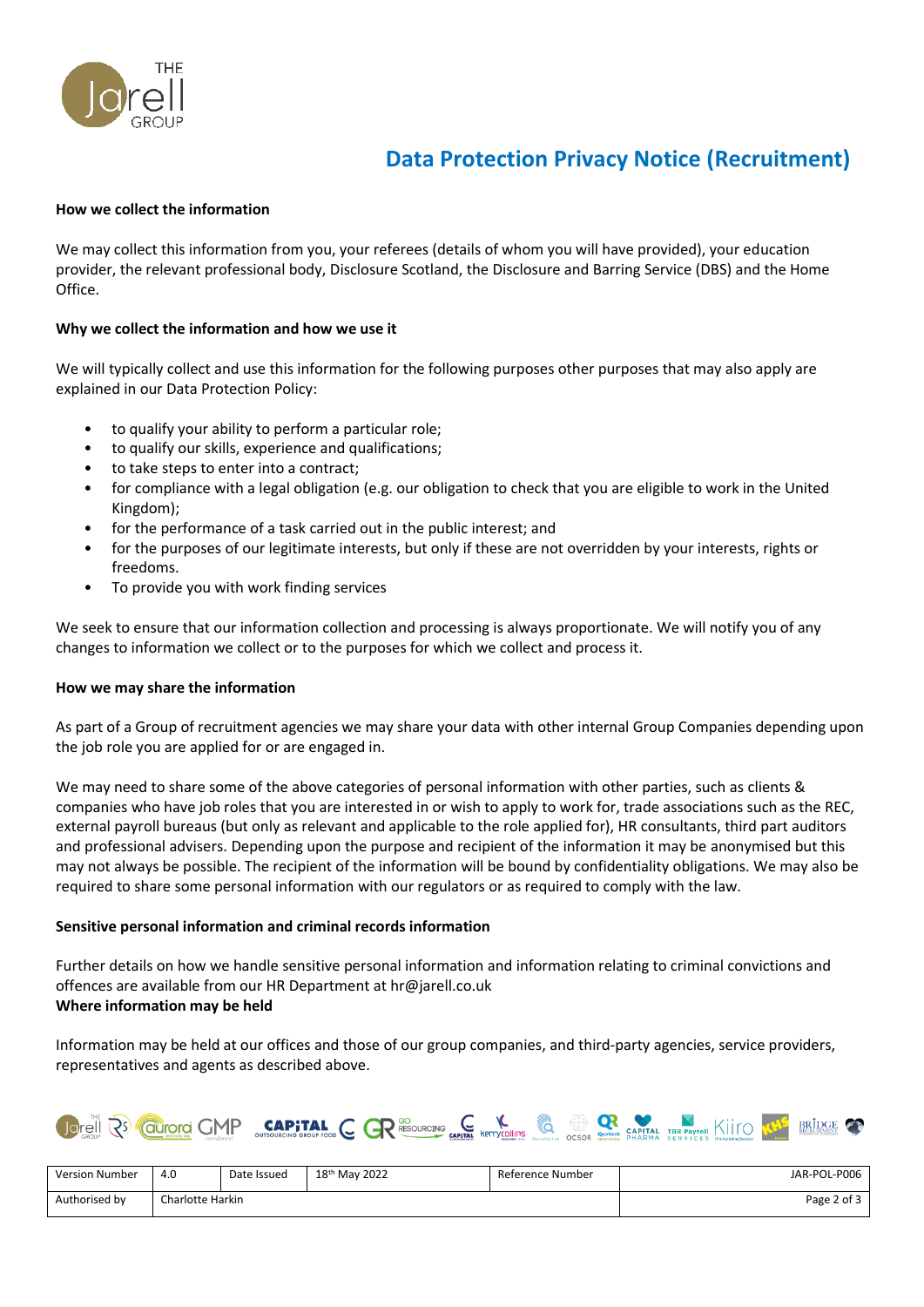# Data Protection Privacy Notice (Recruitment)

**How we collect the information**

We may collect this information from you, your referees (details of whom you will have provided), your education provider, the relevant professional body, Disclosure Scotland, the Disclosure and Barring Service (DBS) and the Home Office.

**Why we collect the information and how we use it**

We will typically collect and use this information for the following purposes other purposes that may also apply are explained in our Data Protection Policy:

- to qualify your ability to perform a particular role;
- to qualify our skills, experience and qualifications;
- to take steps to enter into a contract;
- for compliance with a legal obligation (e.g. our obligation to check that you are eligible to work in the United Kingdom);
- for the performance of a task carried out in the public interest; and
- for the purposes of our legitimate interests, but only if these are not overridden by your interests, rights or freedoms.
- To provide you with work finding services

We seek to ensure that our information collection and processing is always proportionate. We will notify you of any changes to information we collect or to the purposes for which we collect and process it.

**How we may share the information**

As part of a Group of recruitment agencies we may share your data with other internal Group Companies depending upon the job role you are applied for or are engaged in.

We may need to share some of the above categories of personal information with other parties, such as clients & companies who have job roles that you are interested in or wish to apply to work for, trade associations such as the REC, external payroll bureaus (but only as relevant and applicable to the role applied for), HR consultants, third part auditors and professional advisers. Depending upon the purpose and recipient of the information it may be anonymised but this may not always be possible. The recipient of the information will be bound by confidentiality obligations. We may also be required to share some personal information with our regulators or as required to comply with the law.

**Sensitive personal information and criminal records information**

Further details on how we handle sensitive personal information and information relating to criminal convictions and offences are available from our HR Department at hr@jarell.co.uk

**Where information may be held**

Information may be held at our offices and those of our group companies, and third-party agencies, service providers, representatives and agents as described above.

| Version Number | 4.0 | Date Issued | 18th May 2022 | Reference Number | JAR-POL-P006 |
|---|---|---|---|---|---|
| Authorised by | Charlotte Harkin | | | | |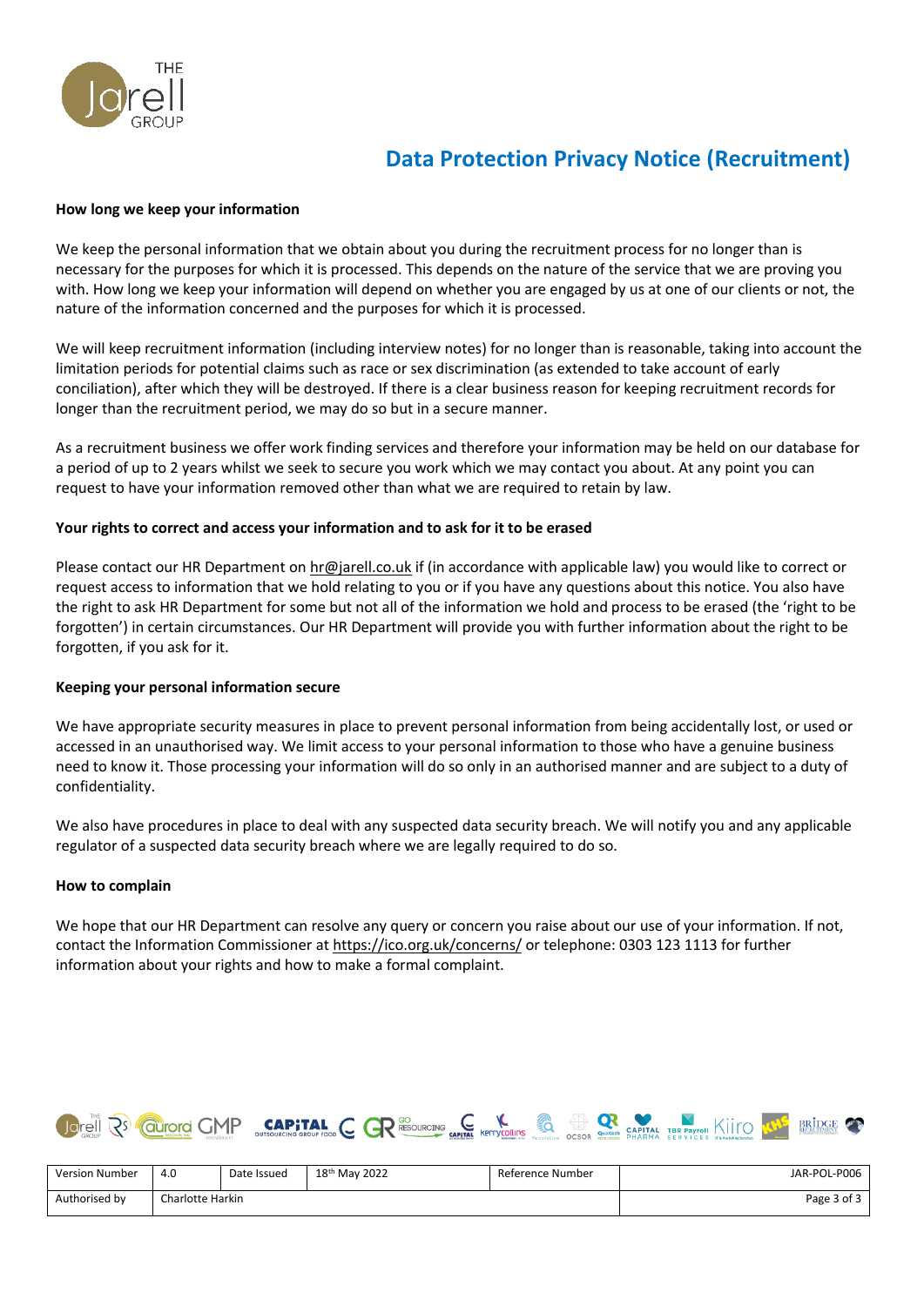# Data Protection Privacy Notice (Recruitment)

**How long we keep your information**

We keep the personal information that we obtain about you during the recruitment process for no longer than is necessary for the purposes for which it is processed. This depends on the nature of the service that we are proving you with. How long we keep your information will depend on whether you are engaged by us at one of our clients or not, the nature of the information concerned and the purposes for which it is processed.

We will keep recruitment information (including interview notes) for no longer than is reasonable, taking into account the limitation periods for potential claims such as race or sex discrimination (as extended to take account of early conciliation), after which they will be destroyed. If there is a clear business reason for keeping recruitment records for longer than the recruitment period, we may do so but in a secure manner.

As a recruitment business we offer work finding services and therefore your information may be held on our database for a period of up to 2 years whilst we seek to secure you work which we may contact you about. At any point you can request to have your information removed other than what we are required to retain by law.

**Your rights to correct and access your information and to ask for it to be erased**

Please contact our HR Department on hr@jarell.co.uk if (in accordance with applicable law) you would like to correct or request access to information that we hold relating to you or if you have any questions about this notice. You also have the right to ask HR Department for some but not all of the information we hold and process to be erased (the 'right to be forgotten') in certain circumstances. Our HR Department will provide you with further information about the right to be forgotten, if you ask for it.

**Keeping your personal information secure**

We have appropriate security measures in place to prevent personal information from being accidentally lost, or used or accessed in an unauthorised way. We limit access to your personal information to those who have a genuine business need to know it. Those processing your information will do so only in an authorised manner and are subject to a duty of confidentiality.

We also have procedures in place to deal with any suspected data security breach. We will notify you and any applicable regulator of a suspected data security breach where we are legally required to do so.

**How to complain**

We hope that our HR Department can resolve any query or concern you raise about our use of your information. If not, contact the Information Commissioner at https://ico.org.uk/concerns/ or telephone: 0303 123 1113 for further information about your rights and how to make a formal complaint.

| | | | | | |
|---|---|---|---|---|---|
| Version Number | 4.0 | Date Issued | 18th May 2022 | Reference Number | JAR-POL-P006 |
| Authorised by | Charlotte Harkin | | | | |